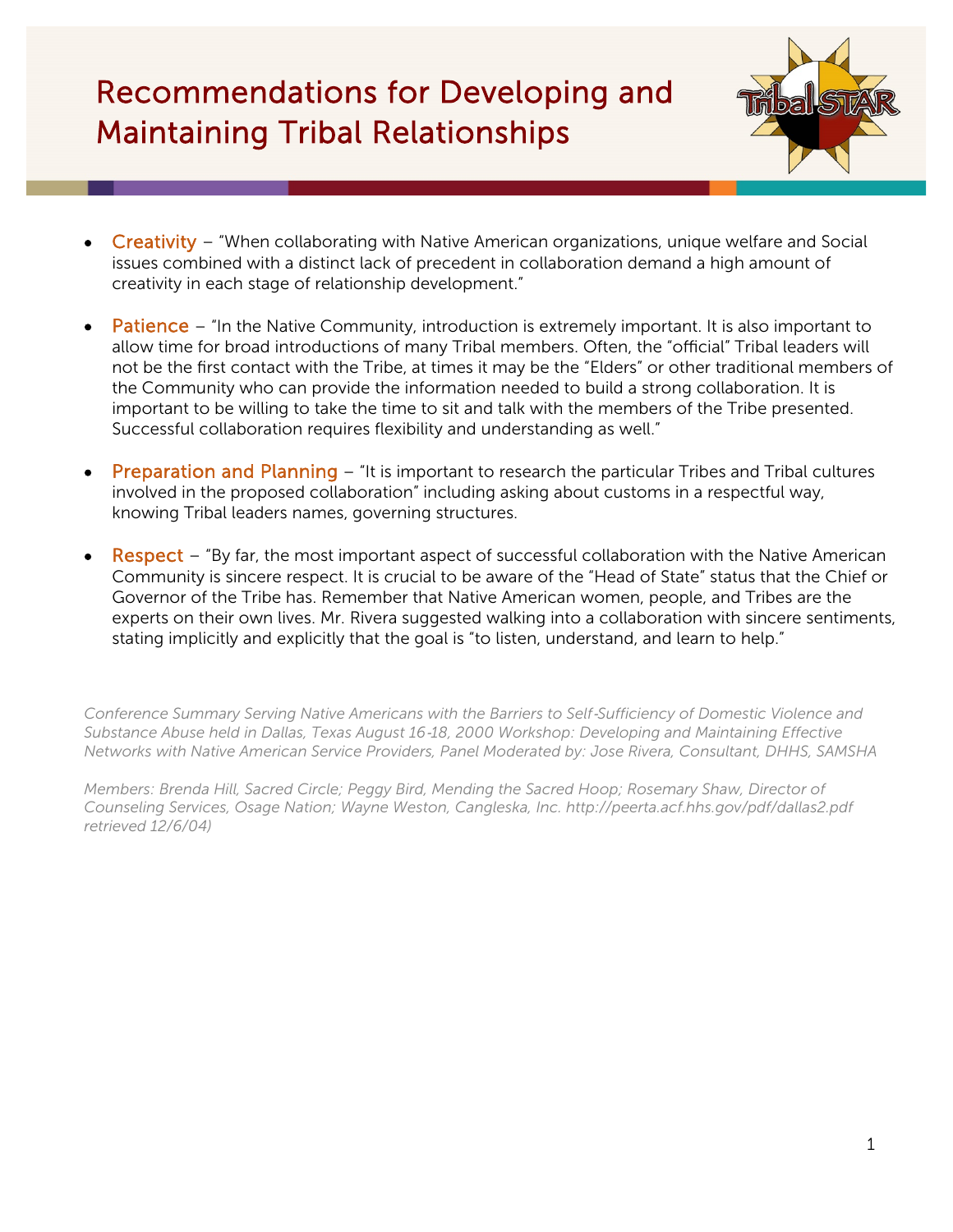# Recommendations for Developing and Maintaining Tribal Relationships

- **Creativity** – "When collaborating with Native American organizations, unique welfare and Social issues combined with a distinct lack of precedent in collaboration demand a high amount of creativity in each stage of relationship development."

- **Patience** – "In the Native Community, introduction is extremely important. It is also important to allow time for broad introductions of many Tribal members. Often, the "official" Tribal leaders will not be the first contact with the Tribe, at times it may be the "Elders" or other traditional members of the Community who can provide the information needed to build a strong collaboration. It is important to be willing to take the time to sit and talk with the members of the Tribe presented. Successful collaboration requires flexibility and understanding as well."

- **Preparation and Planning** – "It is important to research the particular Tribes and Tribal cultures involved in the proposed collaboration" including asking about customs in a respectful way, knowing Tribal leaders names, governing structures.

- **Respect** – "By far, the most important aspect of successful collaboration with the Native American Community is sincere respect. It is crucial to be aware of the "Head of State" status that the Chief or Governor of the Tribe has. Remember that Native American women, people, and Tribes are the experts on their own lives. Mr. Rivera suggested walking into a collaboration with sincere sentiments, stating implicitly and explicitly that the goal is "to listen, understand, and learn to help."

*Conference Summary Serving Native Americans with the Barriers to Self-Sufficiency of Domestic Violence and Substance Abuse held in Dallas, Texas August 16-18, 2000 Workshop: Developing and Maintaining Effective Networks with Native American Service Providers, Panel Moderated by: Jose Rivera, Consultant, DHHS, SAMSHA*

*Members: Brenda Hill, Sacred Circle; Peggy Bird, Mending the Sacred Hoop; Rosemary Shaw, Director of Counseling Services, Osage Nation; Wayne Weston, Cangleska, Inc. http://peerta.acf.hhs.gov/pdf/dallas2.pdf retrieved 12/6/04)*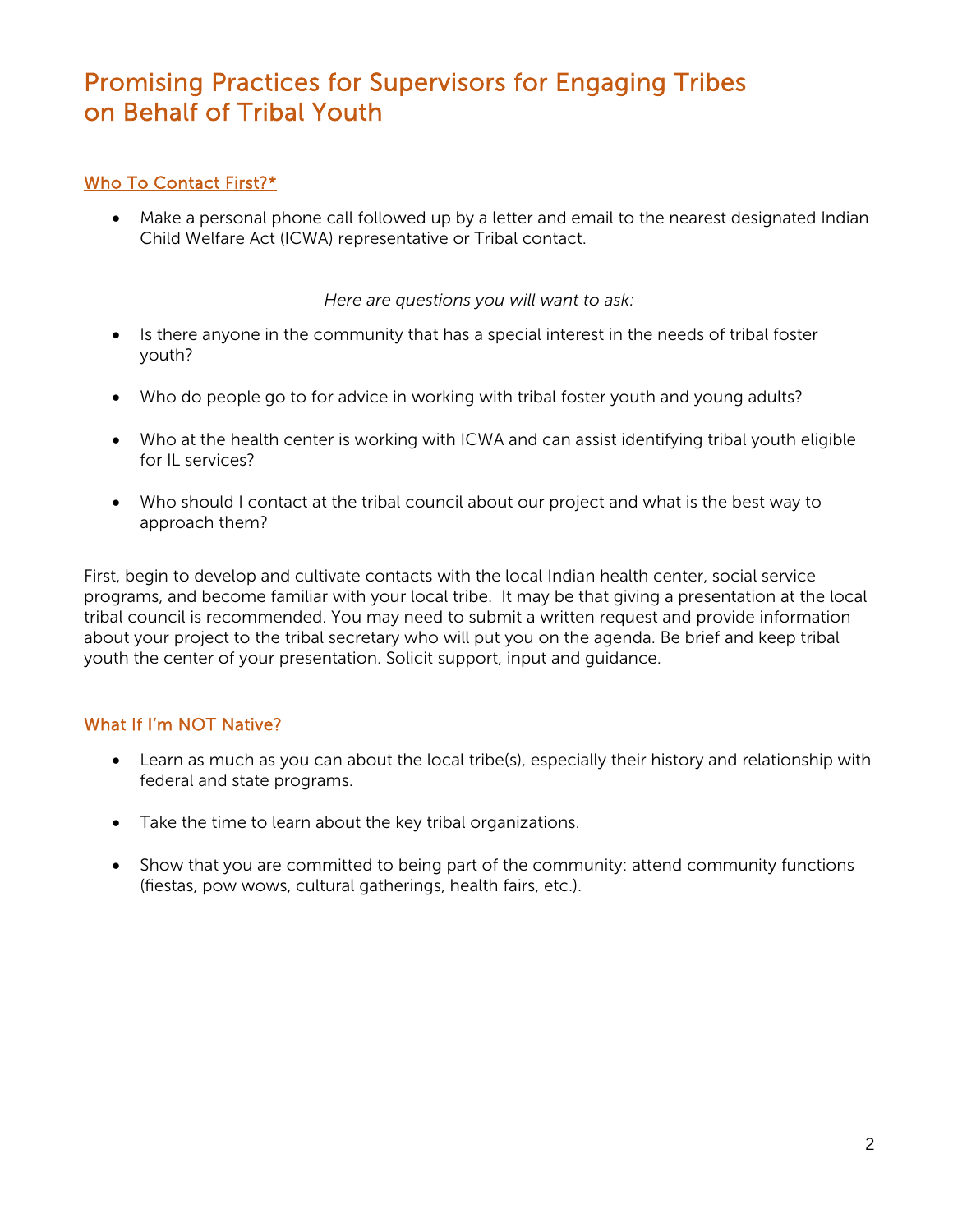# Promising Practices for Supervisors for Engaging Tribes on Behalf of Tribal Youth

## Who To Contact First?*

- Make a personal phone call followed up by a letter and email to the nearest designated Indian Child Welfare Act (ICWA) representative or Tribal contact.

*Here are questions you will want to ask:*

- Is there anyone in the community that has a special interest in the needs of tribal foster youth?
- Who do people go to for advice in working with tribal foster youth and young adults?
- Who at the health center is working with ICWA and can assist identifying tribal youth eligible for IL services?
- Who should I contact at the tribal council about our project and what is the best way to approach them?

First, begin to develop and cultivate contacts with the local Indian health center, social service programs, and become familiar with your local tribe. It may be that giving a presentation at the local tribal council is recommended. You may need to submit a written request and provide information about your project to the tribal secretary who will put you on the agenda. Be brief and keep tribal youth the center of your presentation. Solicit support, input and guidance.

## What If I'm NOT Native?

- Learn as much as you can about the local tribe(s), especially their history and relationship with federal and state programs.
- Take the time to learn about the key tribal organizations.
- Show that you are committed to being part of the community: attend community functions (fiestas, pow wows, cultural gatherings, health fairs, etc.).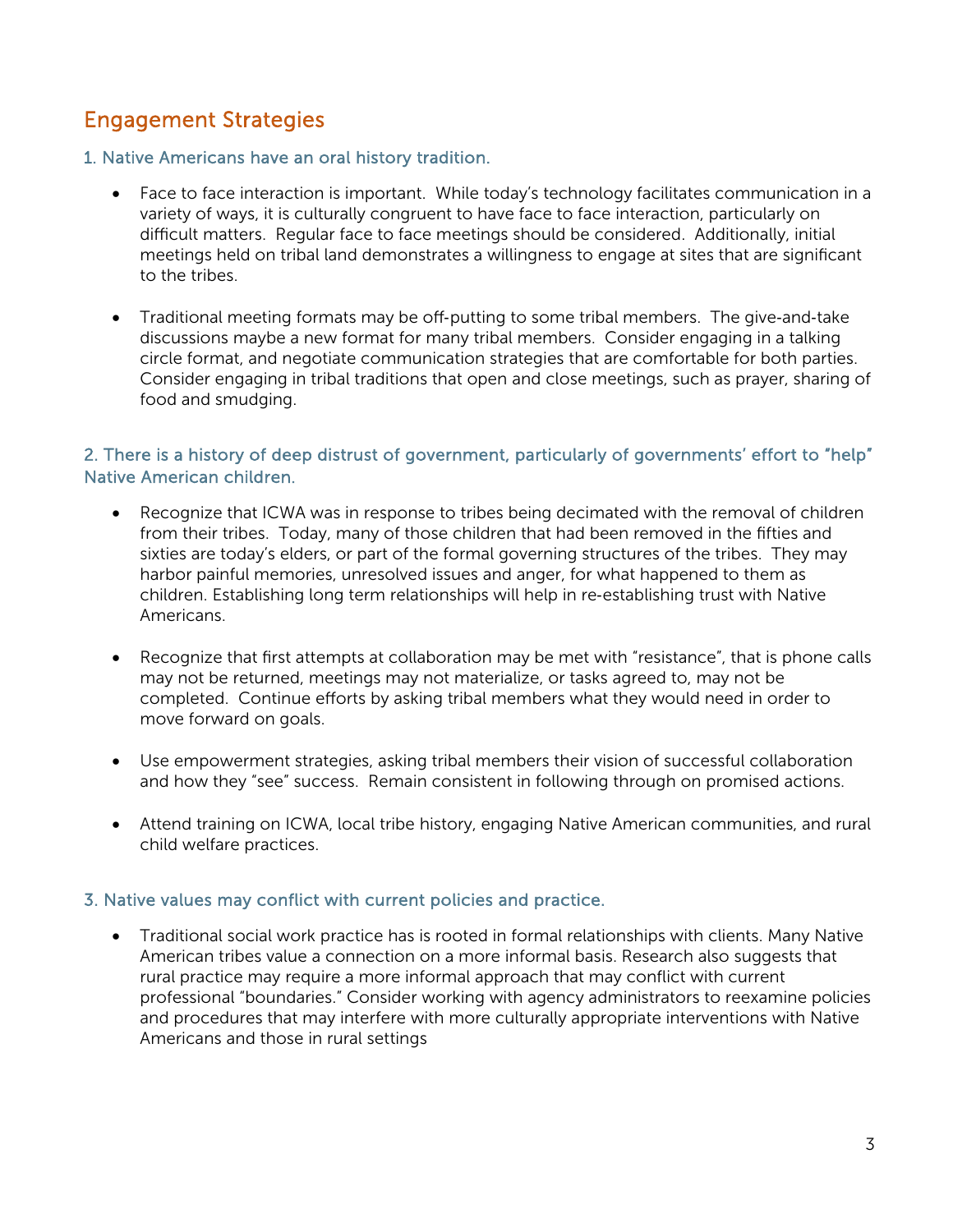## Engagement Strategies

### 1. Native Americans have an oral history tradition.

- Face to face interaction is important. While today's technology facilitates communication in a variety of ways, it is culturally congruent to have face to face interaction, particularly on difficult matters. Regular face to face meetings should be considered. Additionally, initial meetings held on tribal land demonstrates a willingness to engage at sites that are significant to the tribes.

- Traditional meeting formats may be off-putting to some tribal members. The give-and-take discussions maybe a new format for many tribal members. Consider engaging in a talking circle format, and negotiate communication strategies that are comfortable for both parties. Consider engaging in tribal traditions that open and close meetings, such as prayer, sharing of food and smudging.

### 2. There is a history of deep distrust of government, particularly of governments' effort to "help" Native American children.

- Recognize that ICWA was in response to tribes being decimated with the removal of children from their tribes. Today, many of those children that had been removed in the fifties and sixties are today's elders, or part of the formal governing structures of the tribes. They may harbor painful memories, unresolved issues and anger, for what happened to them as children. Establishing long term relationships will help in re-establishing trust with Native Americans.

- Recognize that first attempts at collaboration may be met with "resistance", that is phone calls may not be returned, meetings may not materialize, or tasks agreed to, may not be completed. Continue efforts by asking tribal members what they would need in order to move forward on goals.

- Use empowerment strategies, asking tribal members their vision of successful collaboration and how they "see" success. Remain consistent in following through on promised actions.

- Attend training on ICWA, local tribe history, engaging Native American communities, and rural child welfare practices.

### 3. Native values may conflict with current policies and practice.

- Traditional social work practice has is rooted in formal relationships with clients. Many Native American tribes value a connection on a more informal basis. Research also suggests that rural practice may require a more informal approach that may conflict with current professional "boundaries." Consider working with agency administrators to reexamine policies and procedures that may interfere with more culturally appropriate interventions with Native Americans and those in rural settings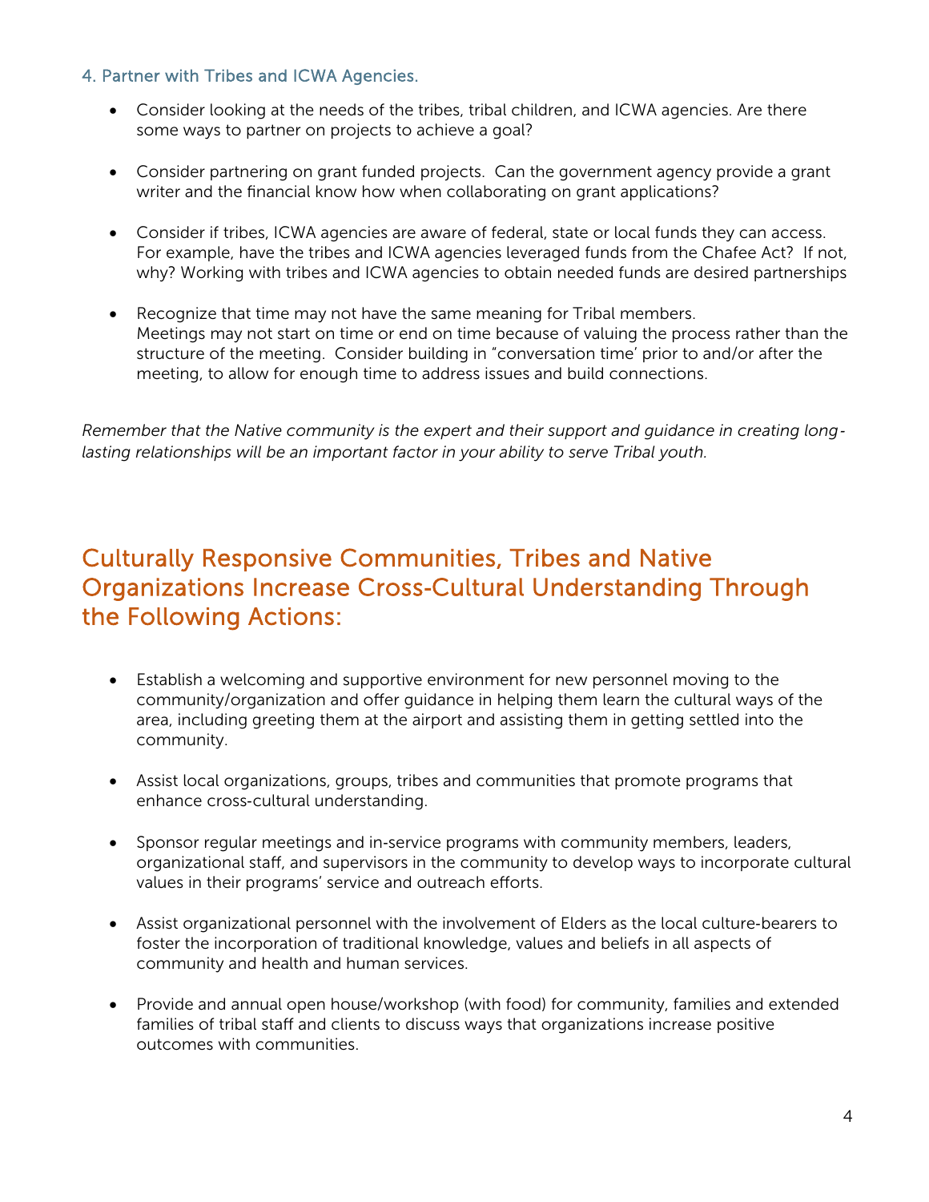### 4. Partner with Tribes and ICWA Agencies.

- Consider looking at the needs of the tribes, tribal children, and ICWA agencies. Are there some ways to partner on projects to achieve a goal?
- Consider partnering on grant funded projects. Can the government agency provide a grant writer and the financial know how when collaborating on grant applications?
- Consider if tribes, ICWA agencies are aware of federal, state or local funds they can access. For example, have the tribes and ICWA agencies leveraged funds from the Chafee Act? If not, why? Working with tribes and ICWA agencies to obtain needed funds are desired partnerships
- Recognize that time may not have the same meaning for Tribal members. Meetings may not start on time or end on time because of valuing the process rather than the structure of the meeting. Consider building in "conversation time' prior to and/or after the meeting, to allow for enough time to address issues and build connections.

*Remember that the Native community is the expert and their support and guidance in creating long-lasting relationships will be an important factor in your ability to serve Tribal youth.*

## Culturally Responsive Communities, Tribes and Native Organizations Increase Cross-Cultural Understanding Through the Following Actions:

- Establish a welcoming and supportive environment for new personnel moving to the community/organization and offer guidance in helping them learn the cultural ways of the area, including greeting them at the airport and assisting them in getting settled into the community.
- Assist local organizations, groups, tribes and communities that promote programs that enhance cross-cultural understanding.
- Sponsor regular meetings and in-service programs with community members, leaders, organizational staff, and supervisors in the community to develop ways to incorporate cultural values in their programs' service and outreach efforts.
- Assist organizational personnel with the involvement of Elders as the local culture-bearers to foster the incorporation of traditional knowledge, values and beliefs in all aspects of community and health and human services.
- Provide and annual open house/workshop (with food) for community, families and extended families of tribal staff and clients to discuss ways that organizations increase positive outcomes with communities.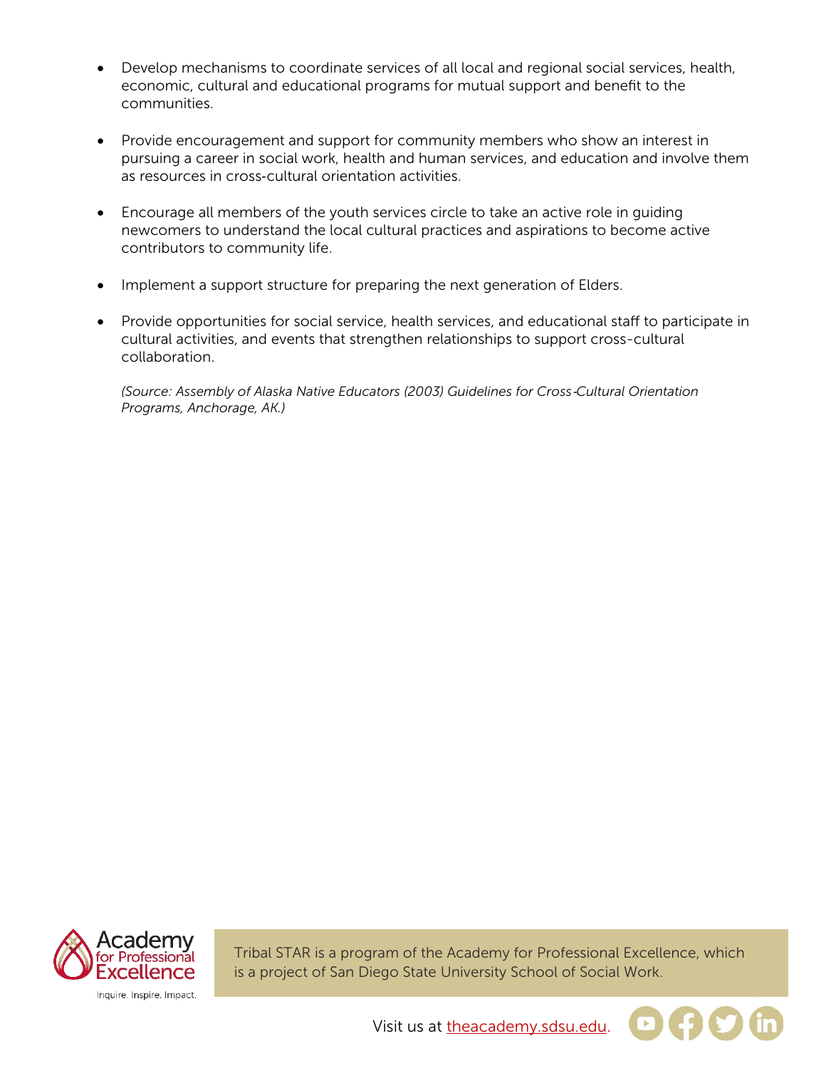- Develop mechanisms to coordinate services of all local and regional social services, health, economic, cultural and educational programs for mutual support and benefit to the communities.
- Provide encouragement and support for community members who show an interest in pursuing a career in social work, health and human services, and education and involve them as resources in cross-cultural orientation activities.
- Encourage all members of the youth services circle to take an active role in guiding newcomers to understand the local cultural practices and aspirations to become active contributors to community life.
- Implement a support structure for preparing the next generation of Elders.
- Provide opportunities for social service, health services, and educational staff to participate in cultural activities, and events that strengthen relationships to support cross-cultural collaboration.

*(Source: Assembly of Alaska Native Educators (2003) Guidelines for Cross-Cultural Orientation Programs, Anchorage, AK.)*

Academy for Professional Excellence

Inquire. Inspire. Impact.

Tribal STAR is a program of the Academy for Professional Excellence, which is a project of San Diego State University School of Social Work.

Visit us at theacademy.sdsu.edu.